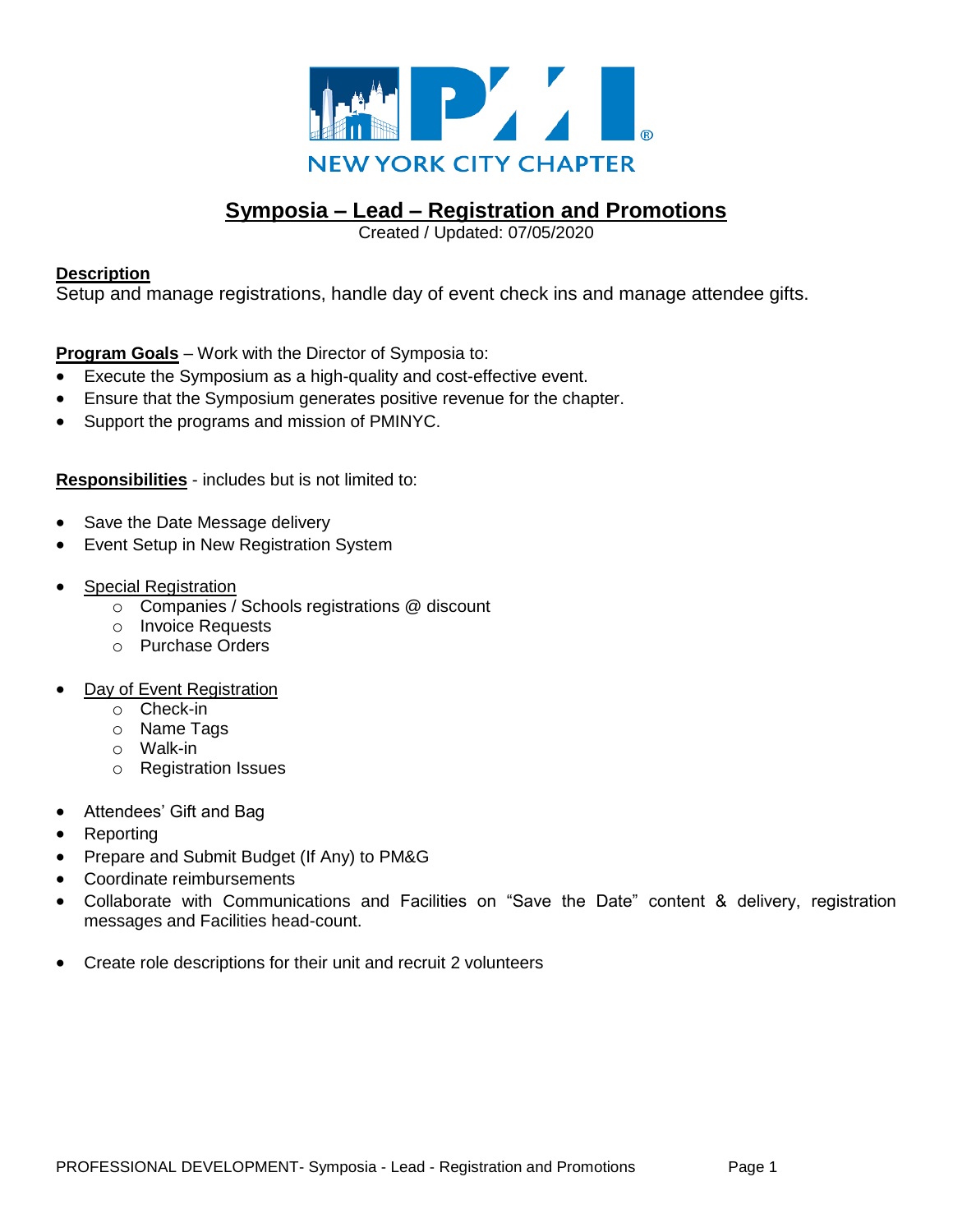NEW YORK CITY CHAPTER

# Symposia – Lead – Registration and Promotions

Created / Updated: 07/05/2020

**Description**

Setup and manage registrations, handle day of event check ins and manage attendee gifts.

**Program Goals** – Work with the Director of Symposia to:

- Execute the Symposium as a high-quality and cost-effective event.
- Ensure that the Symposium generates positive revenue for the chapter.
- Support the programs and mission of PMINYC.

**Responsibilities** - includes but is not limited to:

- Save the Date Message delivery
- Event Setup in New Registration System
- Special Registration
  - Companies / Schools registrations @ discount
  - Invoice Requests
  - Purchase Orders
- Day of Event Registration
  - Check-in
  - Name Tags
  - Walk-in
  - Registration Issues
- Attendees' Gift and Bag
- Reporting
- Prepare and Submit Budget (If Any) to PM&G
- Coordinate reimbursements
- Collaborate with Communications and Facilities on "Save the Date" content & delivery, registration messages and Facilities head-count.
- Create role descriptions for their unit and recruit 2 volunteers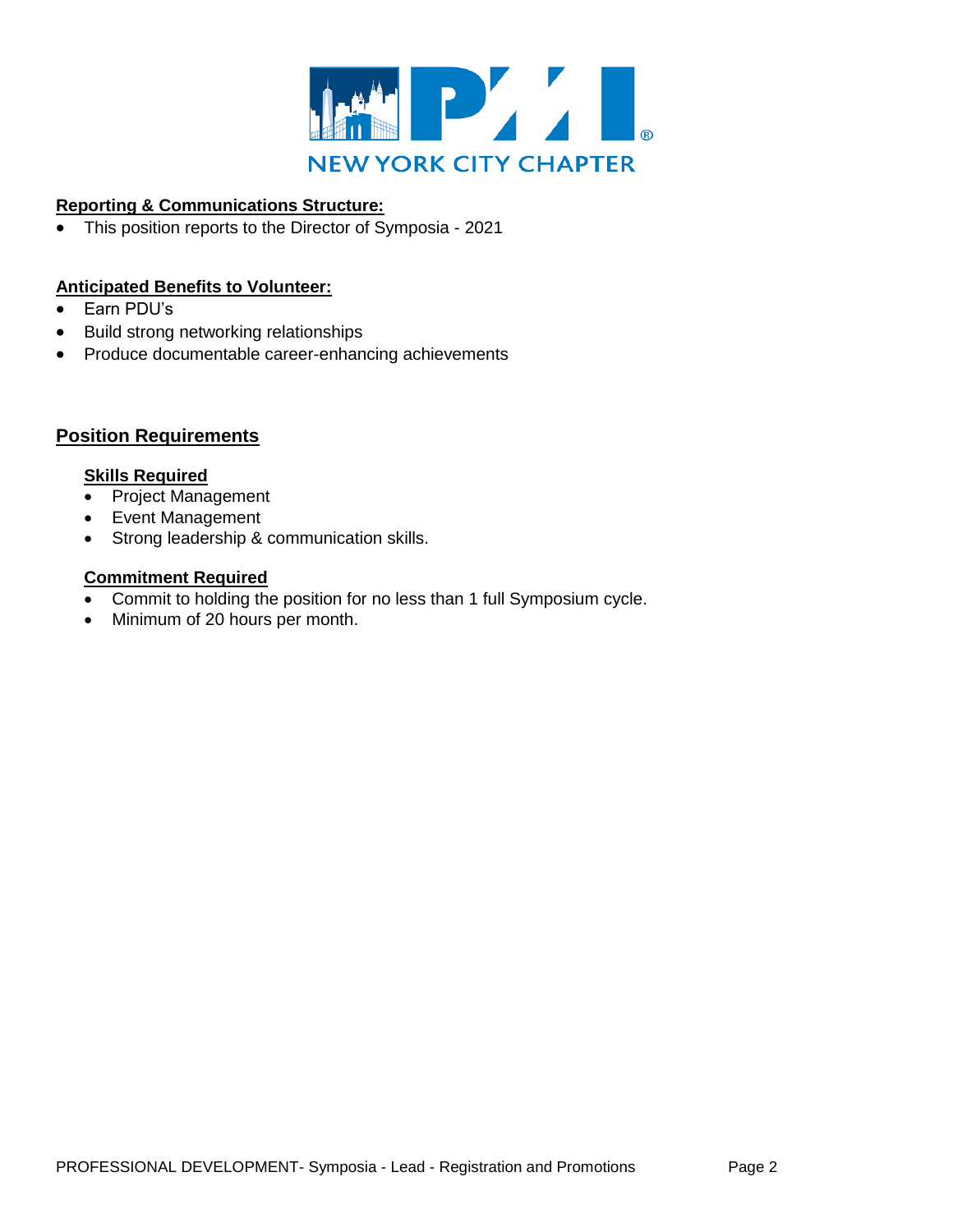NEW YORK CITY CHAPTER

**Reporting & Communications Structure:**

- This position reports to the Director of Symposia - 2021

**Anticipated Benefits to Volunteer:**

- Earn PDU's
- Build strong networking relationships
- Produce documentable career-enhancing achievements

## Position Requirements

### Skills Required

- Project Management
- Event Management
- Strong leadership & communication skills.

### Commitment Required

- Commit to holding the position for no less than 1 full Symposium cycle.
- Minimum of 20 hours per month.